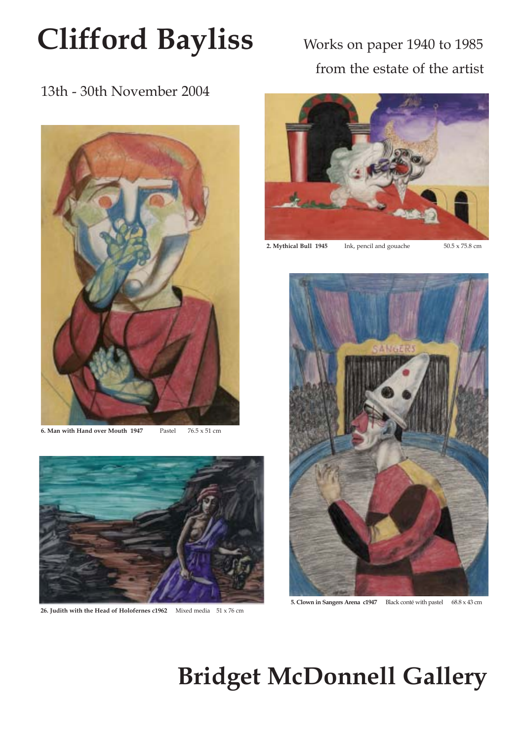# Clifford Bayliss

Works on paper 1940 to 1985
from the estate of the artist

13th - 30th November 2004

**2. Mythical Bull 1945** Ink, pencil and gouache 50.5 x 75.8 cm

**6. Man with Hand over Mouth 1947** Pastel 76.5 x 51 cm

**5. Clown in Sangers Arena c1947** Black conté with pastel 68.8 x 43 cm

**26. Judith with the Head of Holofernes c1962** Mixed media 51 x 76 cm

# Bridget McDonnell Gallery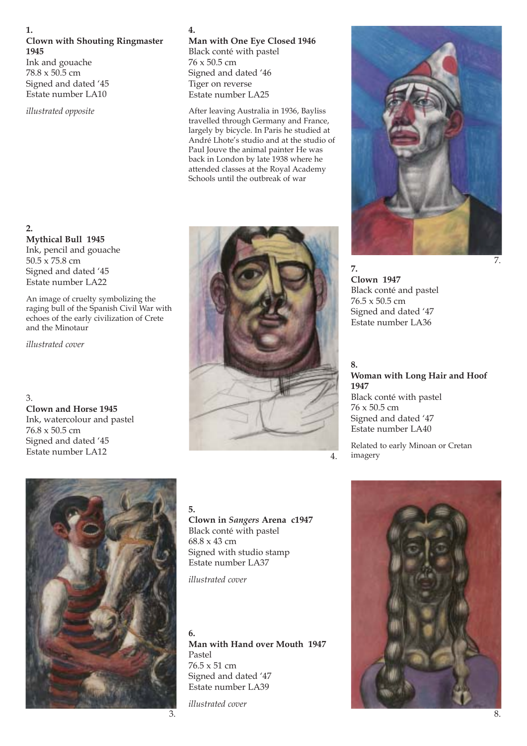**1.**
**Clown with Shouting Ringmaster 1945**
Ink and gouache
78.8 x 50.5 cm
Signed and dated '45
Estate number LA10

*illustrated opposite*

**2.**
**Mythical Bull 1945**
Ink, pencil and gouache
50.5 x 75.8 cm
Signed and dated '45
Estate number LA22

An image of cruelty symbolizing the raging bull of the Spanish Civil War with echoes of the early civilization of Crete and the Minotaur

*illustrated cover*

3.
**Clown and Horse 1945**
Ink, watercolour and pastel
76.8 x 50.5 cm
Signed and dated '45
Estate number LA12

3.

**4.**
**Man with One Eye Closed 1946**
Black conté with pastel
76 x 50.5 cm
Signed and dated '46
Tiger on reverse
Estate number LA25

After leaving Australia in 1936, Bayliss travelled through Germany and France, largely by bicycle. In Paris he studied at André Lhote's studio and at the studio of Paul Jouve the animal painter He was back in London by late 1938 where he attended classes at the Royal Academy Schools until the outbreak of war

4.

**5.**
**Clown in *Sangers* Arena c1947**
Black conté with pastel
68.8 x 43 cm
Signed with studio stamp
Estate number LA37

*illustrated cover*

**6.**
**Man with Hand over Mouth 1947**
Pastel
76.5 x 51 cm
Signed and dated '47
Estate number LA39

*illustrated cover*

7.

**7.**
**Clown 1947**
Black conté and pastel
76.5 x 50.5 cm
Signed and dated '47
Estate number LA36

**8.**
**Woman with Long Hair and Hoof 1947**
Black conté with pastel
76 x 50.5 cm
Signed and dated '47
Estate number LA40

Related to early Minoan or Cretan imagery

8.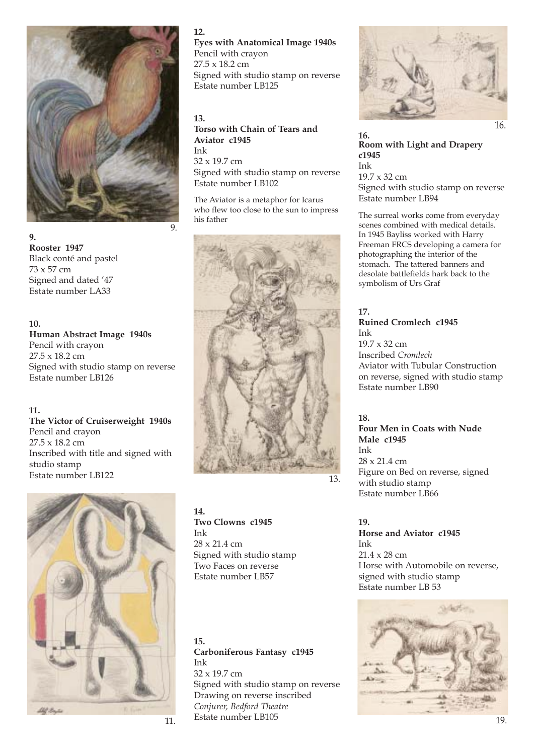**9.**
**Rooster 1947**
Black conté and pastel
73 x 57 cm
Signed and dated '47
Estate number LA33

**10.**
**Human Abstract Image 1940s**
Pencil with crayon
27.5 x 18.2 cm
Signed with studio stamp on reverse
Estate number LB126

**11.**
**The Victor of Cruiserweight 1940s**
Pencil and crayon
27.5 x 18.2 cm
Inscribed with title and signed with studio stamp
Estate number LB122

**12.**
**Eyes with Anatomical Image 1940s**
Pencil with crayon
27.5 x 18.2 cm
Signed with studio stamp on reverse
Estate number LB125

**13.**
**Torso with Chain of Tears and Aviator c1945**
Ink
32 x 19.7 cm
Signed with studio stamp on reverse
Estate number LB102

The Aviator is a metaphor for Icarus who flew too close to the sun to impress his father

**14.**
**Two Clowns c1945**
Ink
28 x 21.4 cm
Signed with studio stamp
Two Faces on reverse
Estate number LB57

**15.**
**Carboniferous Fantasy c1945**
Ink
32 x 19.7 cm
Signed with studio stamp on reverse
Drawing on reverse inscribed
*Conjurer, Bedford Theatre*
Estate number LB105

**16.**
**Room with Light and Drapery c1945**
Ink
19.7 x 32 cm
Signed with studio stamp on reverse
Estate number LB94

The surreal works come from everyday scenes combined with medical details. In 1945 Bayliss worked with Harry Freeman FRCS developing a camera for photographing the interior of the stomach. The tattered banners and desolate battlefields hark back to the symbolism of Urs Graf

**17.**
**Ruined Cromlech c1945**
Ink
19.7 x 32 cm
Inscribed *Cromlech*
Aviator with Tubular Construction on reverse, signed with studio stamp
Estate number LB90

**18.**
**Four Men in Coats with Nude Male c1945**
Ink
28 x 21.4 cm
Figure on Bed on reverse, signed with studio stamp
Estate number LB66

**19.**
**Horse and Aviator c1945**
Ink
21.4 x 28 cm
Horse with Automobile on reverse, signed with studio stamp
Estate number LB 53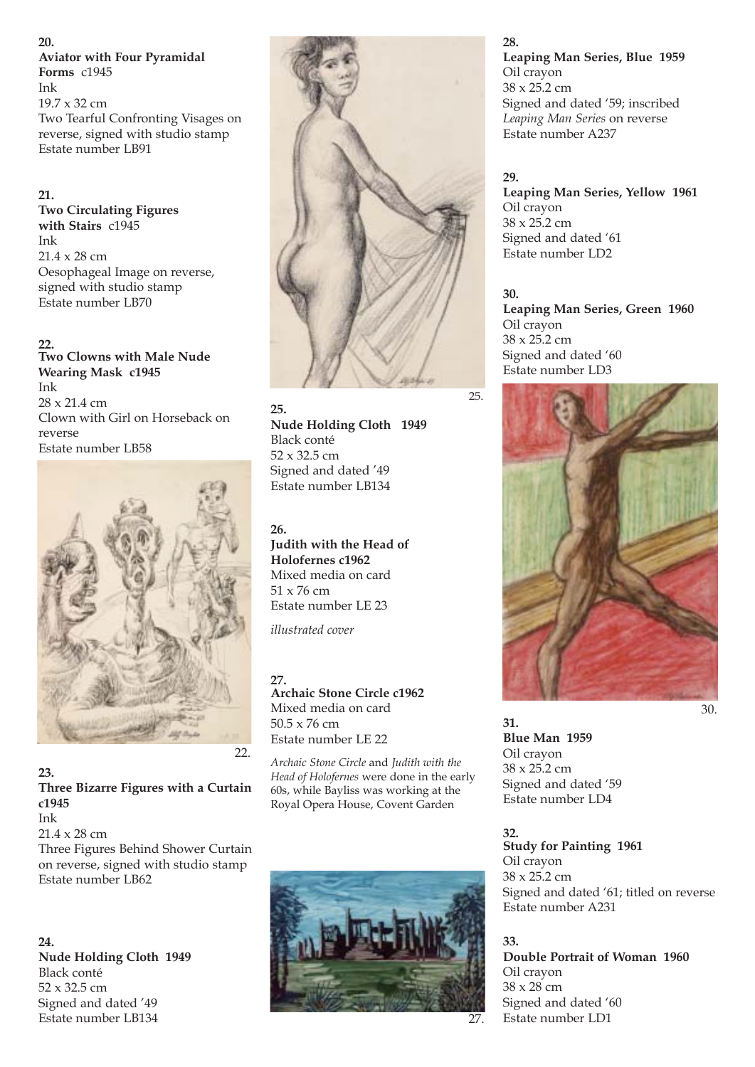**20.**
**Aviator with Four Pyramidal Forms** c1945
Ink
19.7 x 32 cm
Two Tearful Confronting Visages on reverse, signed with studio stamp
Estate number LB91

**21.**
**Two Circulating Figures with Stairs** c1945
Ink
21.4 x 28 cm
Oesophageal Image on reverse, signed with studio stamp
Estate number LB70

**22.**
**Two Clowns with Male Nude Wearing Mask** c1945
Ink
28 x 21.4 cm
Clown with Girl on Horseback on reverse
Estate number LB58

22.

**23.**
**Three Bizarre Figures with a Curtain c1945**
Ink
21.4 x 28 cm
Three Figures Behind Shower Curtain on reverse, signed with studio stamp
Estate number LB62

**24.**
**Nude Holding Cloth** 1949
Black conté
52 x 32.5 cm
Signed and dated '49
Estate number LB134

25.

**25.**
**Nude Holding Cloth** 1949
Black conté
52 x 32.5 cm
Signed and dated '49
Estate number LB134

**26.**
**Judith with the Head of Holofernes c1962**
Mixed media on card
51 x 76 cm
Estate number LE 23

*illustrated cover*

**27.**
**Archaic Stone Circle c1962**
Mixed media on card
50.5 x 76 cm
Estate number LE 22

*Archaic Stone Circle* and *Judith with the Head of Holofernes* were done in the early 60s, while Bayliss was working at the Royal Opera House, Covent Garden

27.

**28.**
**Leaping Man Series, Blue** 1959
Oil crayon
38 x 25.2 cm
Signed and dated '59; inscribed *Leaping Man Series* on reverse
Estate number A237

**29.**
**Leaping Man Series, Yellow** 1961
Oil crayon
38 x 25.2 cm
Signed and dated '61
Estate number LD2

**30.**
**Leaping Man Series, Green** 1960
Oil crayon
38 x 25.2 cm
Signed and dated '60
Estate number LD3

30.

**31.**
**Blue Man** 1959
Oil crayon
38 x 25.2 cm
Signed and dated '59
Estate number LD4

**32.**
**Study for Painting** 1961
Oil crayon
38 x 25.2 cm
Signed and dated '61; titled on reverse
Estate number A231

**33.**
**Double Portrait of Woman** 1960
Oil crayon
38 x 28 cm
Signed and dated '60
Estate number LD1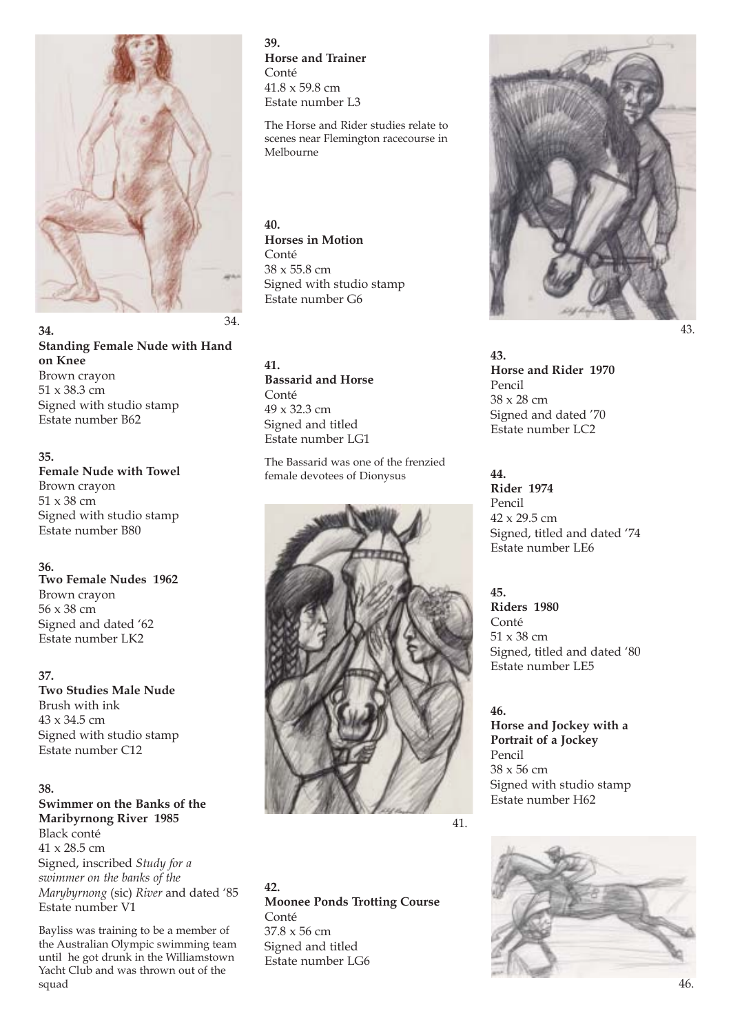34.

**34.**
**Standing Female Nude with Hand on Knee**
Brown crayon
51 x 38.3 cm
Signed with studio stamp
Estate number B62

**35.**
**Female Nude with Towel**
Brown crayon
51 x 38 cm
Signed with studio stamp
Estate number B80

**36.**
**Two Female Nudes 1962**
Brown crayon
56 x 38 cm
Signed and dated '62
Estate number LK2

**37.**
**Two Studies Male Nude**
Brush with ink
43 x 34.5 cm
Signed with studio stamp
Estate number C12

**38.**
**Swimmer on the Banks of the Maribyrnong River 1985**
Black conté
41 x 28.5 cm
Signed, inscribed *Study for a swimmer on the banks of the Marybyrnong* (sic) *River* and dated '85
Estate number V1

Bayliss was training to be a member of the Australian Olympic swimming team until he got drunk in the Williamstown Yacht Club and was thrown out of the squad

**39.**
**Horse and Trainer**
Conté
41.8 x 59.8 cm
Estate number L3

The Horse and Rider studies relate to scenes near Flemington racecourse in Melbourne

**40.**
**Horses in Motion**
Conté
38 x 55.8 cm
Signed with studio stamp
Estate number G6

**41.**
**Bassarid and Horse**
Conté
49 x 32.3 cm
Signed and titled
Estate number LG1

The Bassarid was one of the frenzied female devotees of Dionysus

41.

**42.**
**Moonee Ponds Trotting Course**
Conté
37.8 x 56 cm
Signed and titled
Estate number LG6

43.

**43.**
**Horse and Rider 1970**
Pencil
38 x 28 cm
Signed and dated '70
Estate number LC2

**44.**
**Rider 1974**
Pencil
42 x 29.5 cm
Signed, titled and dated '74
Estate number LE6

**45.**
**Riders 1980**
Conté
51 x 38 cm
Signed, titled and dated '80
Estate number LE5

**46.**
**Horse and Jockey with a Portrait of a Jockey**
Pencil
38 x 56 cm
Signed with studio stamp
Estate number H62

46.